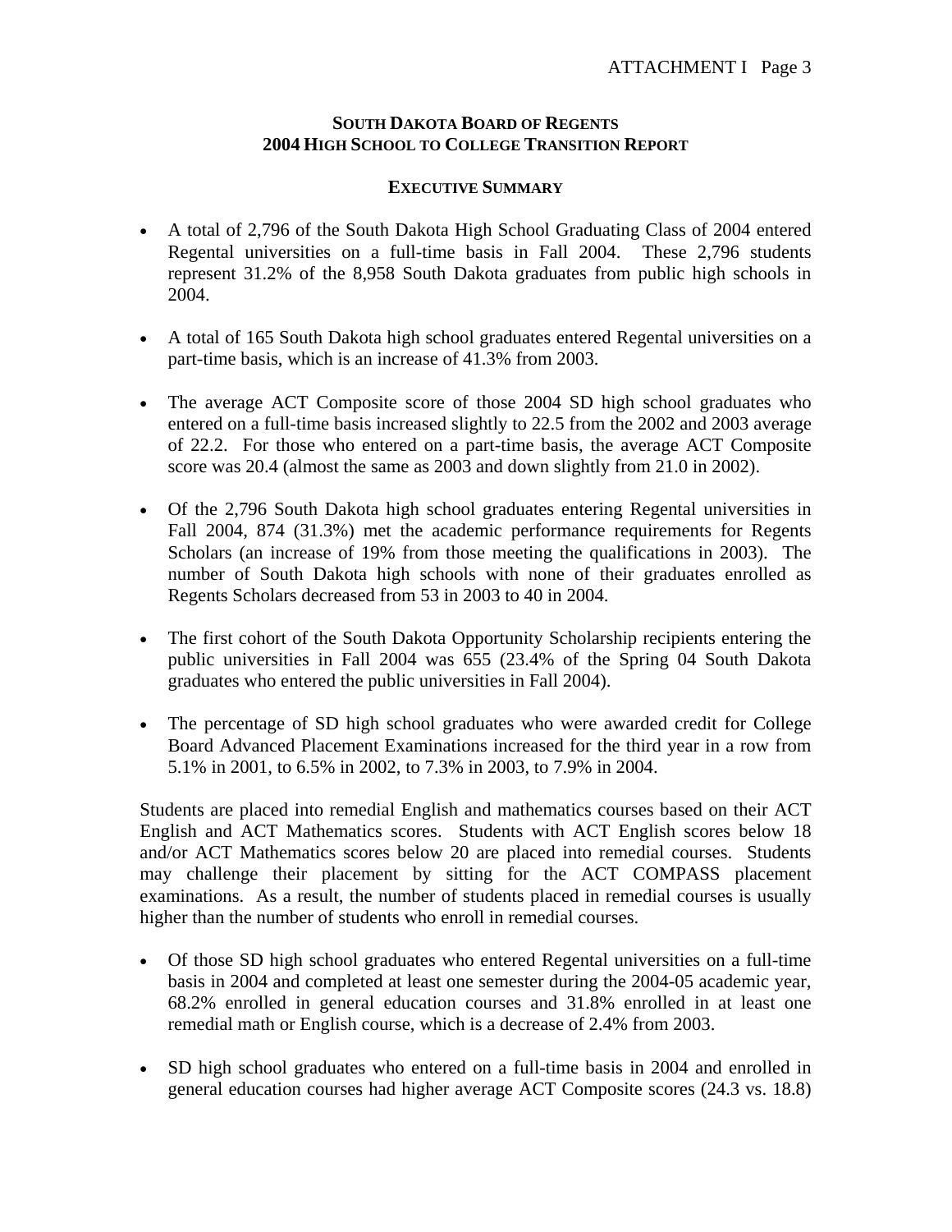**SOUTH DAKOTA BOARD OF REGENTS**
**2004 HIGH SCHOOL TO COLLEGE TRANSITION REPORT**

**EXECUTIVE SUMMARY**

- A total of 2,796 of the South Dakota High School Graduating Class of 2004 entered Regental universities on a full-time basis in Fall 2004. These 2,796 students represent 31.2% of the 8,958 South Dakota graduates from public high schools in 2004.

- A total of 165 South Dakota high school graduates entered Regental universities on a part-time basis, which is an increase of 41.3% from 2003.

- The average ACT Composite score of those 2004 SD high school graduates who entered on a full-time basis increased slightly to 22.5 from the 2002 and 2003 average of 22.2. For those who entered on a part-time basis, the average ACT Composite score was 20.4 (almost the same as 2003 and down slightly from 21.0 in 2002).

- Of the 2,796 South Dakota high school graduates entering Regental universities in Fall 2004, 874 (31.3%) met the academic performance requirements for Regents Scholars (an increase of 19% from those meeting the qualifications in 2003). The number of South Dakota high schools with none of their graduates enrolled as Regents Scholars decreased from 53 in 2003 to 40 in 2004.

- The first cohort of the South Dakota Opportunity Scholarship recipients entering the public universities in Fall 2004 was 655 (23.4% of the Spring 04 South Dakota graduates who entered the public universities in Fall 2004).

- The percentage of SD high school graduates who were awarded credit for College Board Advanced Placement Examinations increased for the third year in a row from 5.1% in 2001, to 6.5% in 2002, to 7.3% in 2003, to 7.9% in 2004.

Students are placed into remedial English and mathematics courses based on their ACT English and ACT Mathematics scores. Students with ACT English scores below 18 and/or ACT Mathematics scores below 20 are placed into remedial courses. Students may challenge their placement by sitting for the ACT COMPASS placement examinations. As a result, the number of students placed in remedial courses is usually higher than the number of students who enroll in remedial courses.

- Of those SD high school graduates who entered Regental universities on a full-time basis in 2004 and completed at least one semester during the 2004-05 academic year, 68.2% enrolled in general education courses and 31.8% enrolled in at least one remedial math or English course, which is a decrease of 2.4% from 2003.

- SD high school graduates who entered on a full-time basis in 2004 and enrolled in general education courses had higher average ACT Composite scores (24.3 vs. 18.8)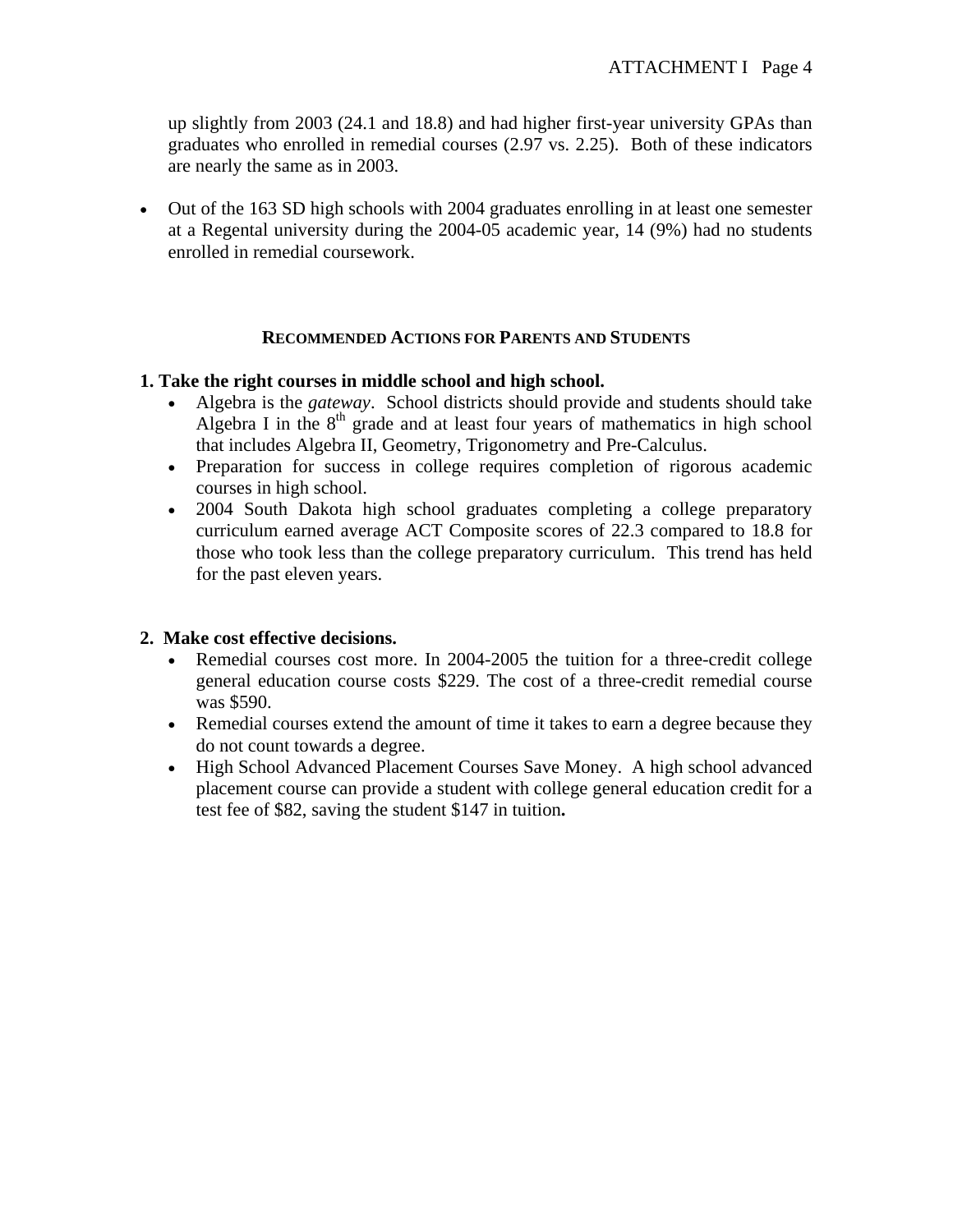up slightly from 2003 (24.1 and 18.8) and had higher first-year university GPAs than graduates who enrolled in remedial courses (2.97 vs. 2.25). Both of these indicators are nearly the same as in 2003.

- Out of the 163 SD high schools with 2004 graduates enrolling in at least one semester at a Regental university during the 2004-05 academic year, 14 (9%) had no students enrolled in remedial coursework.

## RECOMMENDED ACTIONS FOR PARENTS AND STUDENTS

**1. Take the right courses in middle school and high school.**

- Algebra is the *gateway*. School districts should provide and students should take Algebra I in the 8th grade and at least four years of mathematics in high school that includes Algebra II, Geometry, Trigonometry and Pre-Calculus.
- Preparation for success in college requires completion of rigorous academic courses in high school.
- 2004 South Dakota high school graduates completing a college preparatory curriculum earned average ACT Composite scores of 22.3 compared to 18.8 for those who took less than the college preparatory curriculum. This trend has held for the past eleven years.

**2. Make cost effective decisions.**

- Remedial courses cost more. In 2004-2005 the tuition for a three-credit college general education course costs $229. The cost of a three-credit remedial course was $590.
- Remedial courses extend the amount of time it takes to earn a degree because they do not count towards a degree.
- High School Advanced Placement Courses Save Money. A high school advanced placement course can provide a student with college general education credit for a test fee of $82, saving the student $147 in tuition**.**